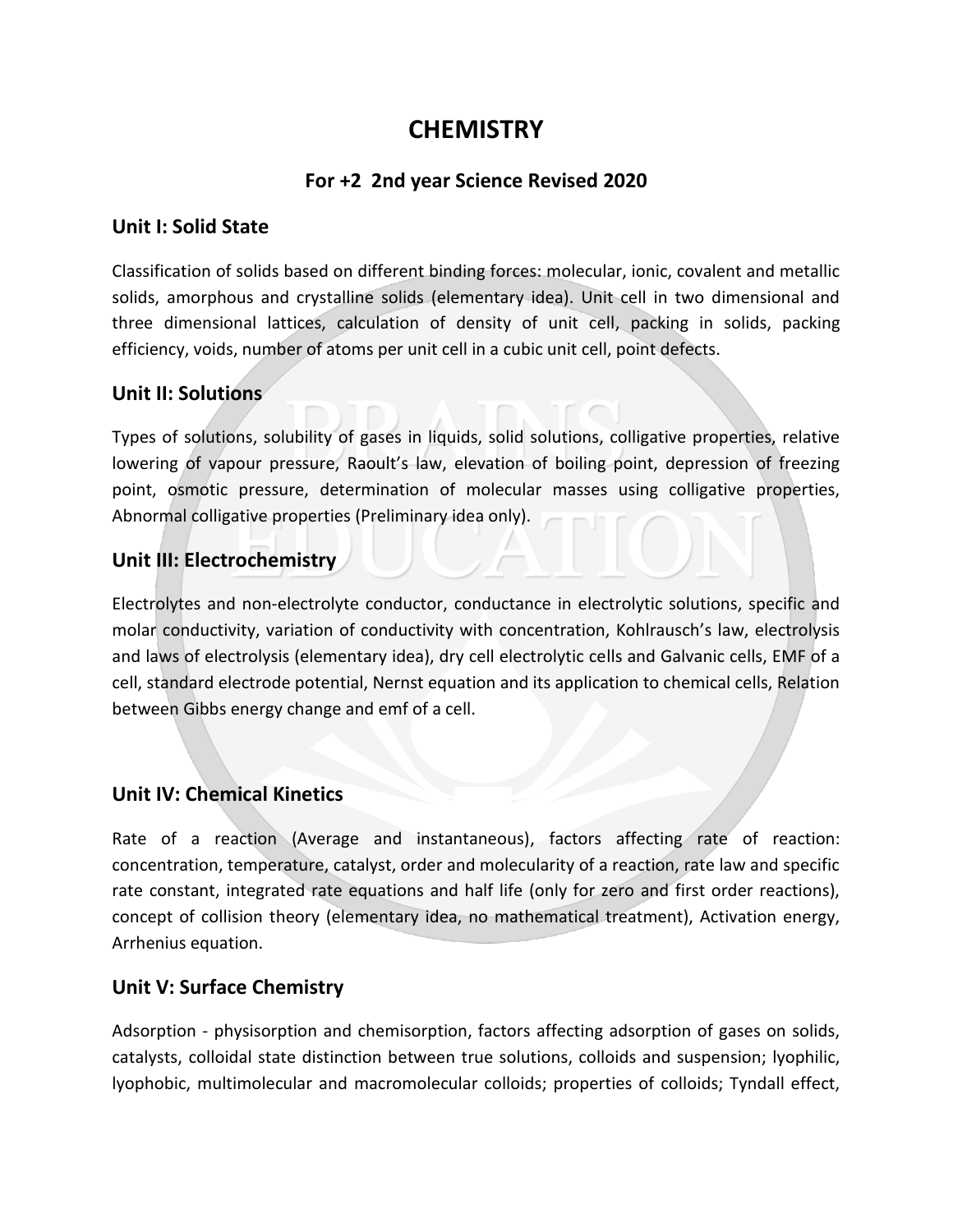# CHEMISTRY

### For +2 2nd year Science Revised 2020

## Unit I: Solid State

Classification of solids based on different binding forces: molecular, ionic, covalent and metallic solids, amorphous and crystalline solids (elementary idea). Unit cell in two dimensional and three dimensional lattices, calculation of density of unit cell, packing in solids, packing efficiency, voids, number of atoms per unit cell in a cubic unit cell, point defects.

## Unit II: Solutions

Types of solutions, solubility of gases in liquids, solid solutions, colligative properties, relative lowering of vapour pressure, Raoult's law, elevation of boiling point, depression of freezing point, osmotic pressure, determination of molecular masses using colligative properties, Abnormal colligative properties (Preliminary idea only).

## Unit III: Electrochemistry

Electrolytes and non-electrolyte conductor, conductance in electrolytic solutions, specific and molar conductivity, variation of conductivity with concentration, Kohlrausch's law, electrolysis and laws of electrolysis (elementary idea), dry cell electrolytic cells and Galvanic cells, EMF of a cell, standard electrode potential, Nernst equation and its application to chemical cells, Relation between Gibbs energy change and emf of a cell.

## Unit IV: Chemical Kinetics

Rate of a reaction (Average and instantaneous), factors affecting rate of reaction: concentration, temperature, catalyst, order and molecularity of a reaction, rate law and specific rate constant, integrated rate equations and half life (only for zero and first order reactions), concept of collision theory (elementary idea, no mathematical treatment), Activation energy, Arrhenius equation.

## Unit V: Surface Chemistry

Adsorption - physisorption and chemisorption, factors affecting adsorption of gases on solids, catalysts, colloidal state distinction between true solutions, colloids and suspension; lyophilic, lyophobic, multimolecular and macromolecular colloids; properties of colloids; Tyndall effect,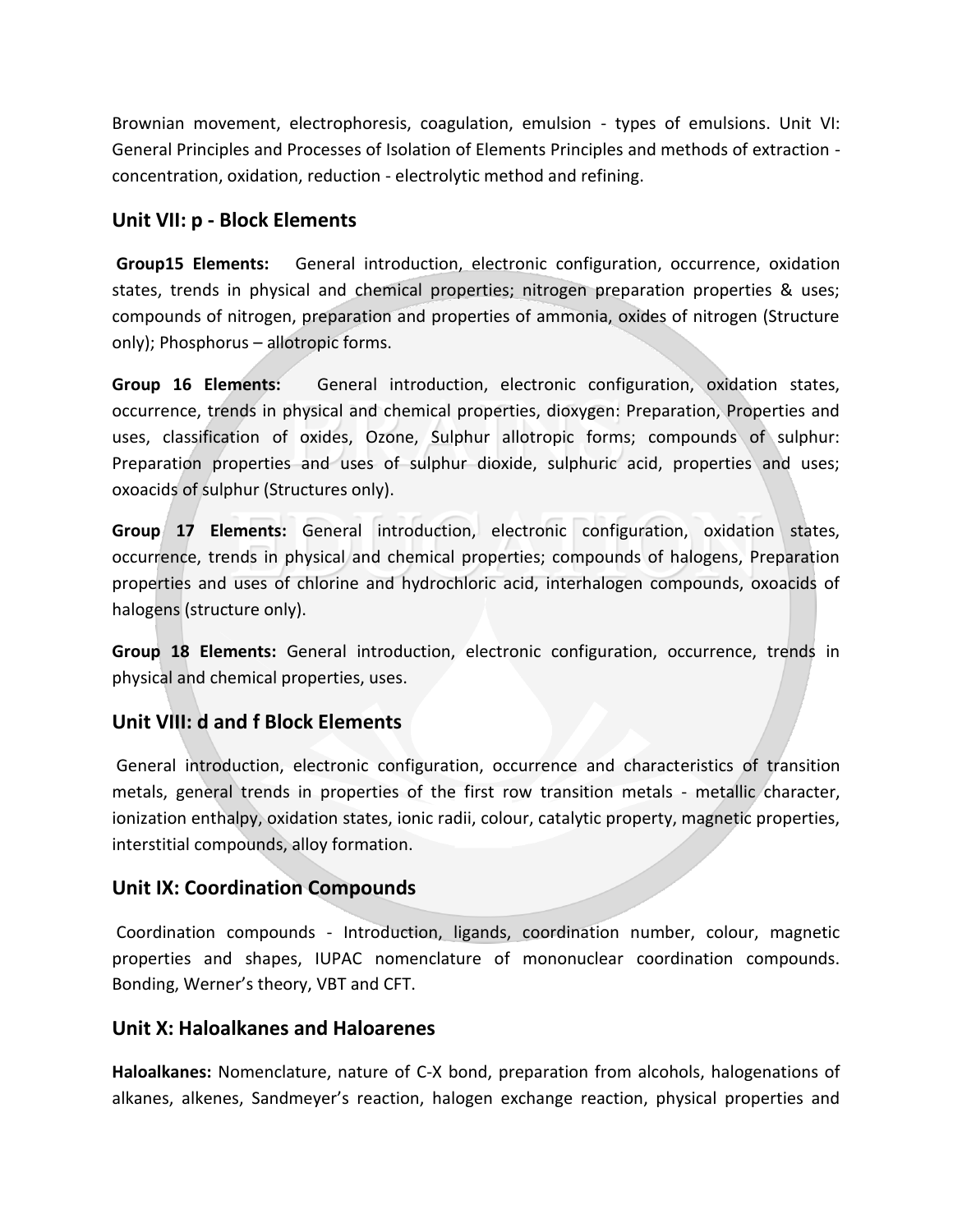Brownian movement, electrophoresis, coagulation, emulsion - types of emulsions. Unit VI: General Principles and Processes of Isolation of Elements Principles and methods of extraction - concentration, oxidation, reduction - electrolytic method and refining.

## Unit VII: p - Block Elements

**Group15 Elements:** General introduction, electronic configuration, occurrence, oxidation states, trends in physical and chemical properties; nitrogen preparation properties & uses; compounds of nitrogen, preparation and properties of ammonia, oxides of nitrogen (Structure only); Phosphorus – allotropic forms.

**Group 16 Elements:** General introduction, electronic configuration, oxidation states, occurrence, trends in physical and chemical properties, dioxygen: Preparation, Properties and uses, classification of oxides, Ozone, Sulphur allotropic forms; compounds of sulphur: Preparation properties and uses of sulphur dioxide, sulphuric acid, properties and uses; oxoacids of sulphur (Structures only).

**Group 17 Elements:** General introduction, electronic configuration, oxidation states, occurrence, trends in physical and chemical properties; compounds of halogens, Preparation properties and uses of chlorine and hydrochloric acid, interhalogen compounds, oxoacids of halogens (structure only).

**Group 18 Elements:** General introduction, electronic configuration, occurrence, trends in physical and chemical properties, uses.

## Unit VIII: d and f Block Elements

General introduction, electronic configuration, occurrence and characteristics of transition metals, general trends in properties of the first row transition metals - metallic character, ionization enthalpy, oxidation states, ionic radii, colour, catalytic property, magnetic properties, interstitial compounds, alloy formation.

## Unit IX: Coordination Compounds

Coordination compounds - Introduction, ligands, coordination number, colour, magnetic properties and shapes, IUPAC nomenclature of mononuclear coordination compounds. Bonding, Werner's theory, VBT and CFT.

## Unit X: Haloalkanes and Haloarenes

**Haloalkanes:** Nomenclature, nature of C-X bond, preparation from alcohols, halogenations of alkanes, alkenes, Sandmeyer's reaction, halogen exchange reaction, physical properties and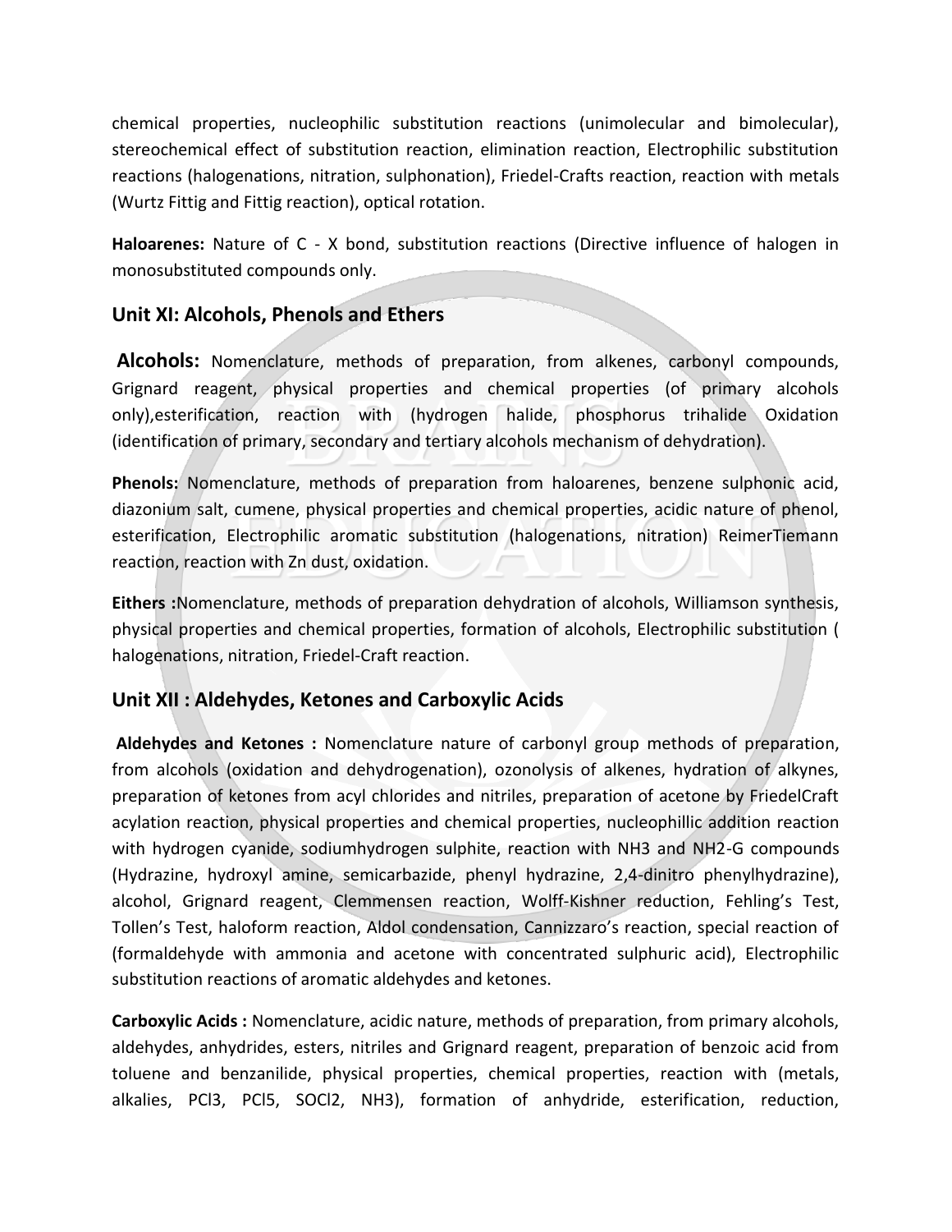chemical properties, nucleophilic substitution reactions (unimolecular and bimolecular), stereochemical effect of substitution reaction, elimination reaction, Electrophilic substitution reactions (halogenations, nitration, sulphonation), Friedel-Crafts reaction, reaction with metals (Wurtz Fittig and Fittig reaction), optical rotation.

**Haloarenes:** Nature of C - X bond, substitution reactions (Directive influence of halogen in monosubstituted compounds only.

## Unit XI: Alcohols, Phenols and Ethers

**Alcohols:** Nomenclature, methods of preparation, from alkenes, carbonyl compounds, Grignard reagent, physical properties and chemical properties (of primary alcohols only),esterification, reaction with (hydrogen halide, phosphorus trihalide Oxidation (identification of primary, secondary and tertiary alcohols mechanism of dehydration).

**Phenols:** Nomenclature, methods of preparation from haloarenes, benzene sulphonic acid, diazonium salt, cumene, physical properties and chemical properties, acidic nature of phenol, esterification, Electrophilic aromatic substitution (halogenations, nitration) ReimerTiemann reaction, reaction with Zn dust, oxidation.

**Eithers :**Nomenclature, methods of preparation dehydration of alcohols, Williamson synthesis, physical properties and chemical properties, formation of alcohols, Electrophilic substitution ( halogenations, nitration, Friedel-Craft reaction.

## Unit XII : Aldehydes, Ketones and Carboxylic Acids

**Aldehydes and Ketones :** Nomenclature nature of carbonyl group methods of preparation, from alcohols (oxidation and dehydrogenation), ozonolysis of alkenes, hydration of alkynes, preparation of ketones from acyl chlorides and nitriles, preparation of acetone by FriedelCraft acylation reaction, physical properties and chemical properties, nucleophillic addition reaction with hydrogen cyanide, sodiumhydrogen sulphite, reaction with $NH_3$ and $NH_2$-G compounds (Hydrazine, hydroxyl amine, semicarbazide, phenyl hydrazine, 2,4-dinitro phenylhydrazine), alcohol, Grignard reagent, Clemmensen reaction, Wolff-Kishner reduction, Fehling's Test, Tollen's Test, haloform reaction, Aldol condensation, Cannizzaro's reaction, special reaction of (formaldehyde with ammonia and acetone with concentrated sulphuric acid), Electrophilic substitution reactions of aromatic aldehydes and ketones.

**Carboxylic Acids :** Nomenclature, acidic nature, methods of preparation, from primary alcohols, aldehydes, anhydrides, esters, nitriles and Grignard reagent, preparation of benzoic acid from toluene and benzanilide, physical properties, chemical properties, reaction with (metals, alkalies, $PCl_3$, $PCl_5$, $SOCl_2$, $NH_3$), formation of anhydride, esterification, reduction,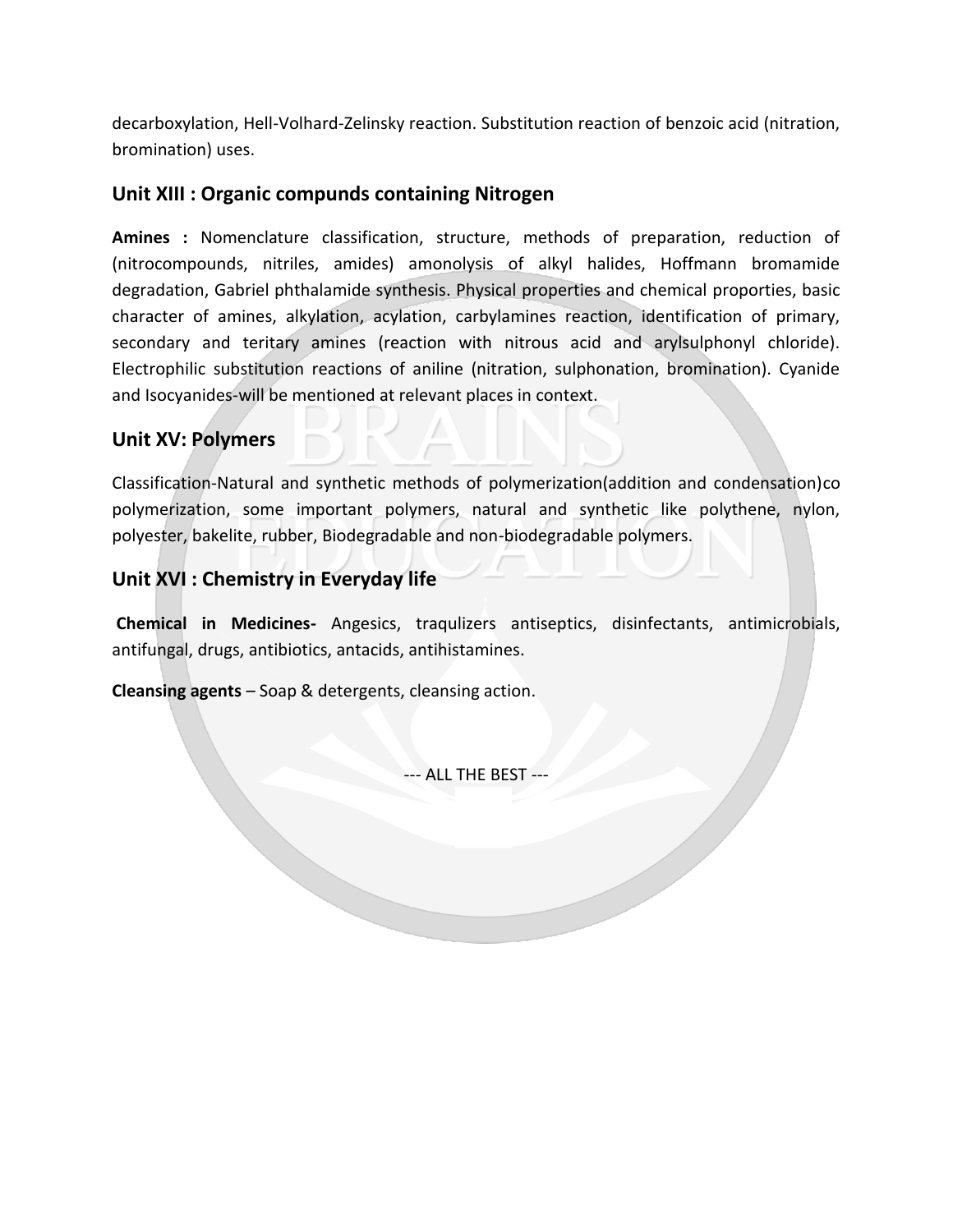decarboxylation, Hell-Volhard-Zelinsky reaction. Substitution reaction of benzoic acid (nitration, bromination) uses.

## Unit XIII : Organic compunds containing Nitrogen

**Amines :** Nomenclature classification, structure, methods of preparation, reduction of (nitrocompounds, nitriles, amides) amonolysis of alkyl halides, Hoffmann bromamide degradation, Gabriel phthalamide synthesis. Physical properties and chemical proporties, basic character of amines, alkylation, acylation, carbylamines reaction, identification of primary, secondary and teritary amines (reaction with nitrous acid and arylsulphonyl chloride). Electrophilic substitution reactions of aniline (nitration, sulphonation, bromination). Cyanide and Isocyanides-will be mentioned at relevant places in context.

## Unit XV: Polymers

Classification-Natural and synthetic methods of polymerization(addition and condensation)co polymerization, some important polymers, natural and synthetic like polythene, nylon, polyester, bakelite, rubber, Biodegradable and non-biodegradable polymers.

## Unit XVI : Chemistry in Everyday life

**Chemical in Medicines-** Angesics, traqulizers antiseptics, disinfectants, antimicrobials, antifungal, drugs, antibiotics, antacids, antihistamines.

**Cleansing agents** – Soap & detergents, cleansing action.

--- ALL THE BEST ---